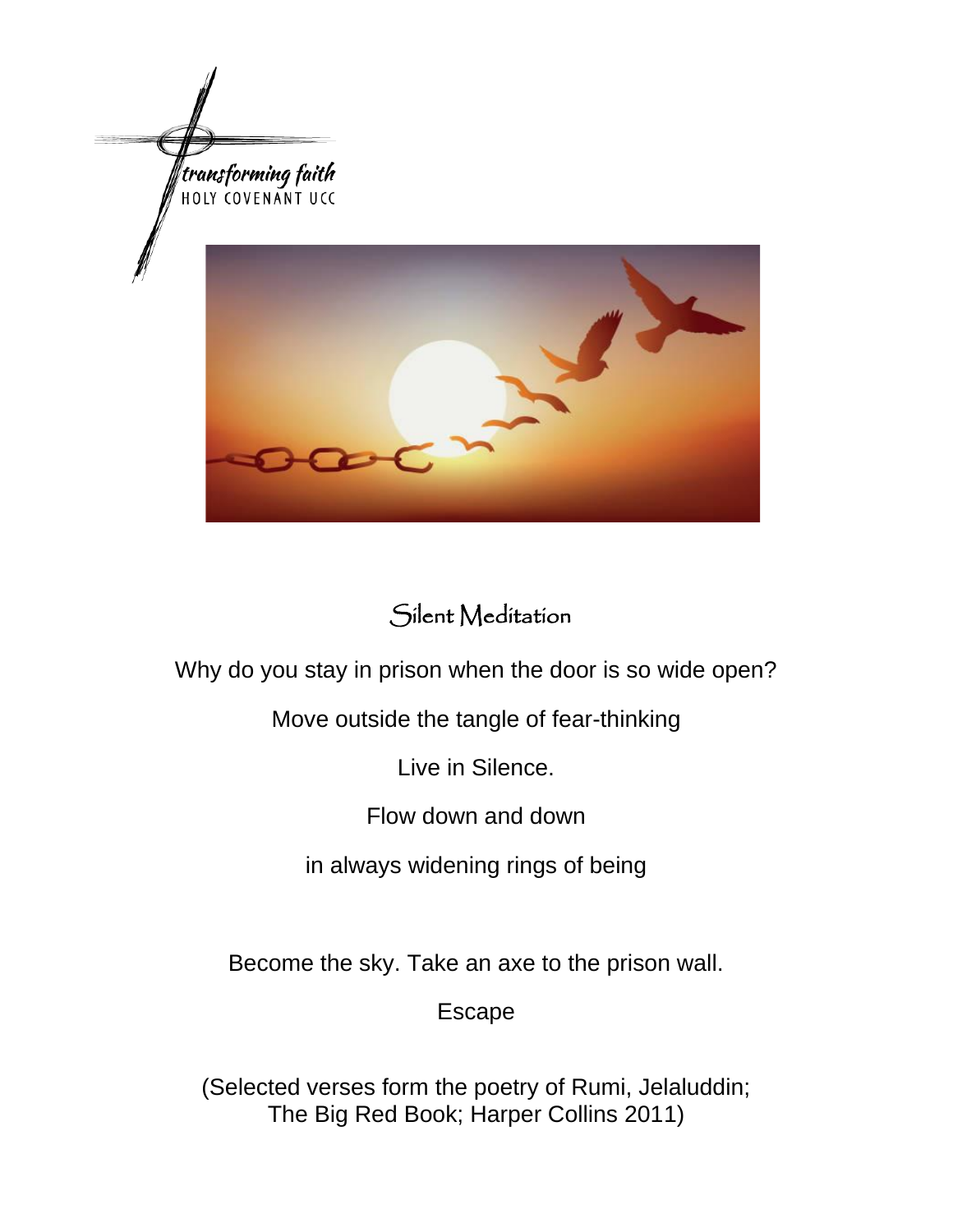transforming faith
HOLY COVENANT UCC

# Silent Meditation

Why do you stay in prison when the door is so wide open?

Move outside the tangle of fear-thinking

Live in Silence.

Flow down and down

in always widening rings of being

Become the sky. Take an axe to the prison wall.

Escape

(Selected verses form the poetry of Rumi, Jelaluddin;
The Big Red Book; Harper Collins 2011)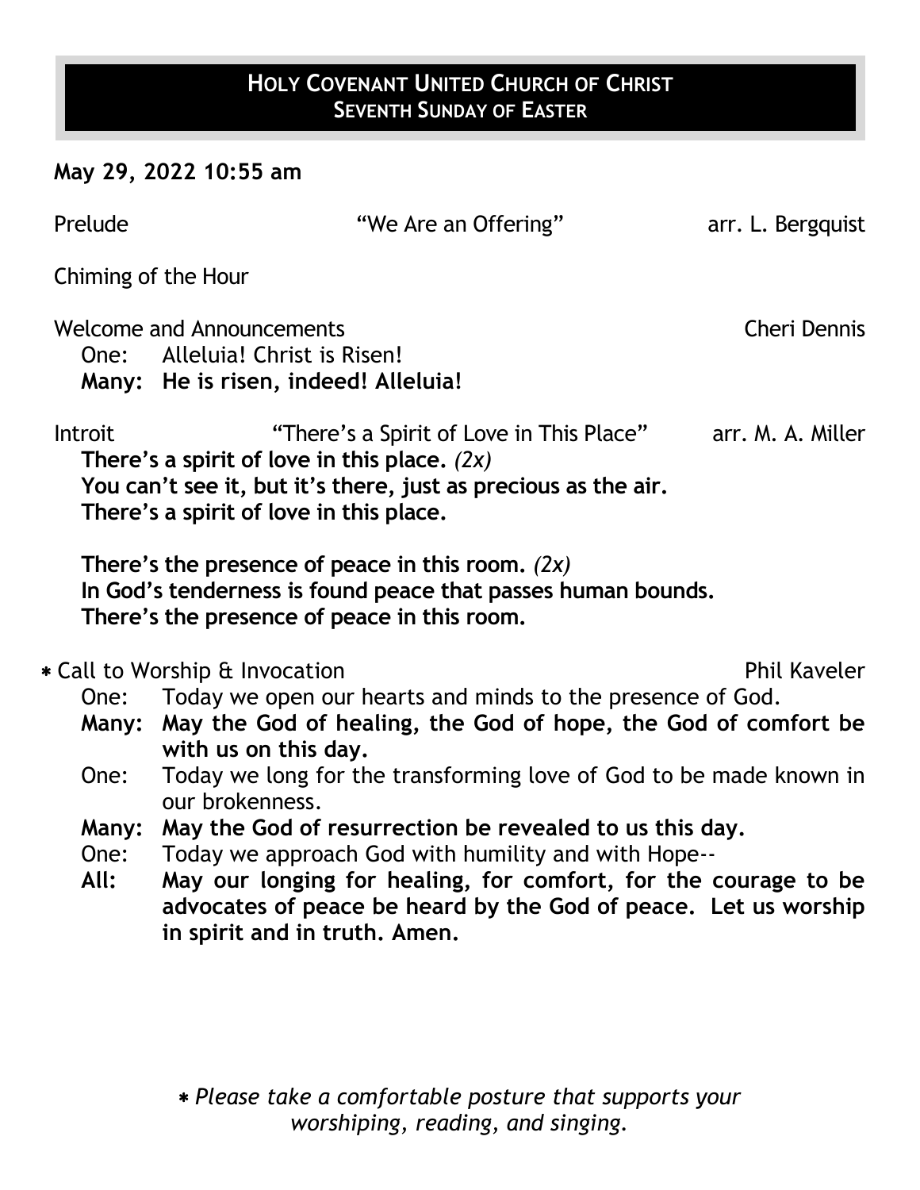# HOLY COVENANT UNITED CHURCH OF CHRIST
## SEVENTH SUNDAY OF EASTER

**May 29, 2022 10:55 am**

Prelude — "We Are an Offering" — arr. L. Bergquist

Chiming of the Hour

Welcome and Announcements — Cheri Dennis

One: Alleluia! Christ is Risen!
**Many: He is risen, indeed! Alleluia!**

Introit — "There's a Spirit of Love in This Place" — arr. M. A. Miller

**There's a spirit of love in this place.** *(2x)*
**You can't see it, but it's there, just as precious as the air.**
**There's a spirit of love in this place.**

**There's the presence of peace in this room.** *(2x)*
**In God's tenderness is found peace that passes human bounds.**
**There's the presence of peace in this room.**

\* Call to Worship & Invocation — Phil Kaveler

One: Today we open our hearts and minds to the presence of God.
**Many: May the God of healing, the God of hope, the God of comfort be with us on this day.**
One: Today we long for the transforming love of God to be made known in our brokenness.
**Many: May the God of resurrection be revealed to us this day.**
One: Today we approach God with humility and with Hope--
**All: May our longing for healing, for comfort, for the courage to be advocates of peace be heard by the God of peace. Let us worship in spirit and in truth. Amen.**

\* *Please take a comfortable posture that supports your worshiping, reading, and singing.*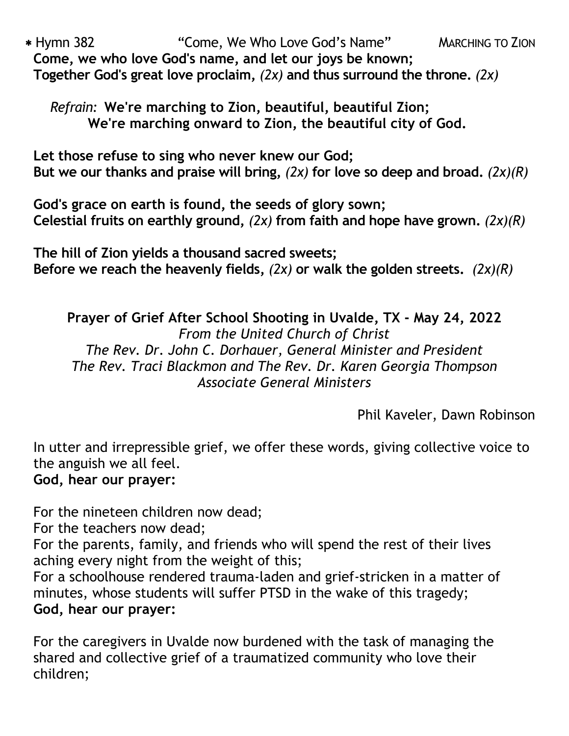\* Hymn 382 "Come, We Who Love God's Name" MARCHING TO ZION

**Come, we who love God's name, and let our joys be known;**
**Together God's great love proclaim,** *(2x)* **and thus surround the throne.** *(2x)*

*Refrain:* **We're marching to Zion, beautiful, beautiful Zion;**
**We're marching onward to Zion, the beautiful city of God.**

**Let those refuse to sing who never knew our God;**
**But we our thanks and praise will bring,** *(2x)* **for love so deep and broad.** *(2x)(R)*

**God's grace on earth is found, the seeds of glory sown;**
**Celestial fruits on earthly ground,** *(2x)* **from faith and hope have grown.** *(2x)(R)*

**The hill of Zion yields a thousand sacred sweets;**
**Before we reach the heavenly fields,** *(2x)* **or walk the golden streets.** *(2x)(R)*

**Prayer of Grief After School Shooting in Uvalde, TX - May 24, 2022**

*From the United Church of Christ*
*The Rev. Dr. John C. Dorhauer, General Minister and President*
*The Rev. Traci Blackmon and The Rev. Dr. Karen Georgia Thompson*
*Associate General Ministers*

Phil Kaveler, Dawn Robinson

In utter and irrepressible grief, we offer these words, giving collective voice to the anguish we all feel.
**God, hear our prayer:**

For the nineteen children now dead;
For the teachers now dead;
For the parents, family, and friends who will spend the rest of their lives aching every night from the weight of this;
For a schoolhouse rendered trauma-laden and grief-stricken in a matter of minutes, whose students will suffer PTSD in the wake of this tragedy;
**God, hear our prayer:**

For the caregivers in Uvalde now burdened with the task of managing the shared and collective grief of a traumatized community who love their children;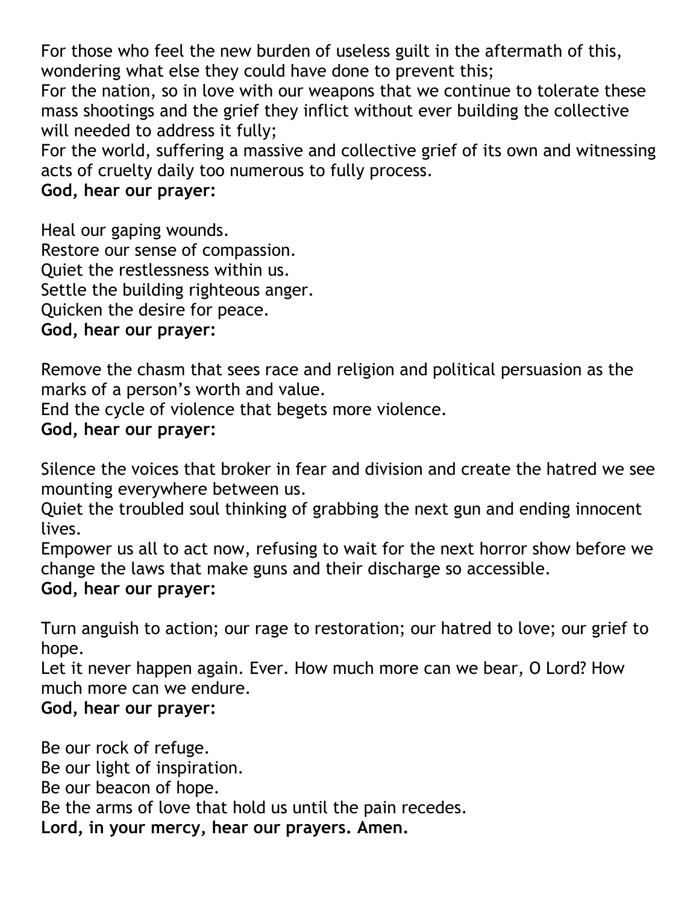For those who feel the new burden of useless guilt in the aftermath of this, wondering what else they could have done to prevent this;
For the nation, so in love with our weapons that we continue to tolerate these mass shootings and the grief they inflict without ever building the collective will needed to address it fully;
For the world, suffering a massive and collective grief of its own and witnessing acts of cruelty daily too numerous to fully process.
**God, hear our prayer:**

Heal our gaping wounds.
Restore our sense of compassion.
Quiet the restlessness within us.
Settle the building righteous anger.
Quicken the desire for peace.
**God, hear our prayer:**

Remove the chasm that sees race and religion and political persuasion as the marks of a person's worth and value.
End the cycle of violence that begets more violence.
**God, hear our prayer:**

Silence the voices that broker in fear and division and create the hatred we see mounting everywhere between us.
Quiet the troubled soul thinking of grabbing the next gun and ending innocent lives.
Empower us all to act now, refusing to wait for the next horror show before we change the laws that make guns and their discharge so accessible.
**God, hear our prayer:**

Turn anguish to action; our rage to restoration; our hatred to love; our grief to hope.
Let it never happen again. Ever. How much more can we bear, O Lord? How much more can we endure.
**God, hear our prayer:**

Be our rock of refuge.
Be our light of inspiration.
Be our beacon of hope.
Be the arms of love that hold us until the pain recedes.
**Lord, in your mercy, hear our prayers. Amen.**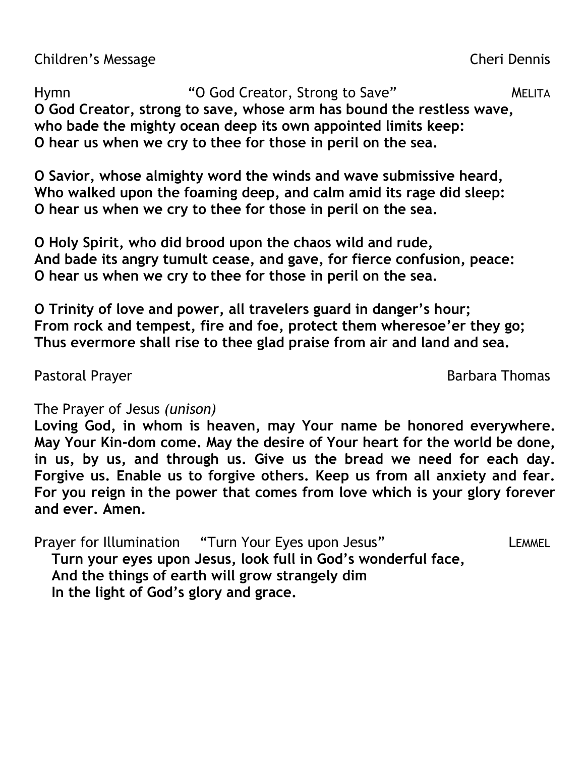Children's Message Cheri Dennis

Hymn "O God Creator, Strong to Save" MELITA

**O God Creator, strong to save, whose arm has bound the restless wave,**
**who bade the mighty ocean deep its own appointed limits keep:**
**O hear us when we cry to thee for those in peril on the sea.**

**O Savior, whose almighty word the winds and wave submissive heard,**
**Who walked upon the foaming deep, and calm amid its rage did sleep:**
**O hear us when we cry to thee for those in peril on the sea.**

**O Holy Spirit, who did brood upon the chaos wild and rude,**
**And bade its angry tumult cease, and gave, for fierce confusion, peace:**
**O hear us when we cry to thee for those in peril on the sea.**

**O Trinity of love and power, all travelers guard in danger's hour;**
**From rock and tempest, fire and foe, protect them wheresoe'er they go;**
**Thus evermore shall rise to thee glad praise from air and land and sea.**

Pastoral Prayer Barbara Thomas

The Prayer of Jesus *(unison)*

**Loving God, in whom is heaven, may Your name be honored everywhere. May Your Kin-dom come. May the desire of Your heart for the world be done, in us, by us, and through us. Give us the bread we need for each day. Forgive us. Enable us to forgive others. Keep us from all anxiety and fear. For you reign in the power that comes from love which is your glory forever and ever. Amen.**

Prayer for Illumination "Turn Your Eyes upon Jesus" LEMMEL

**Turn your eyes upon Jesus, look full in God's wonderful face,**
**And the things of earth will grow strangely dim**
**In the light of God's glory and grace.**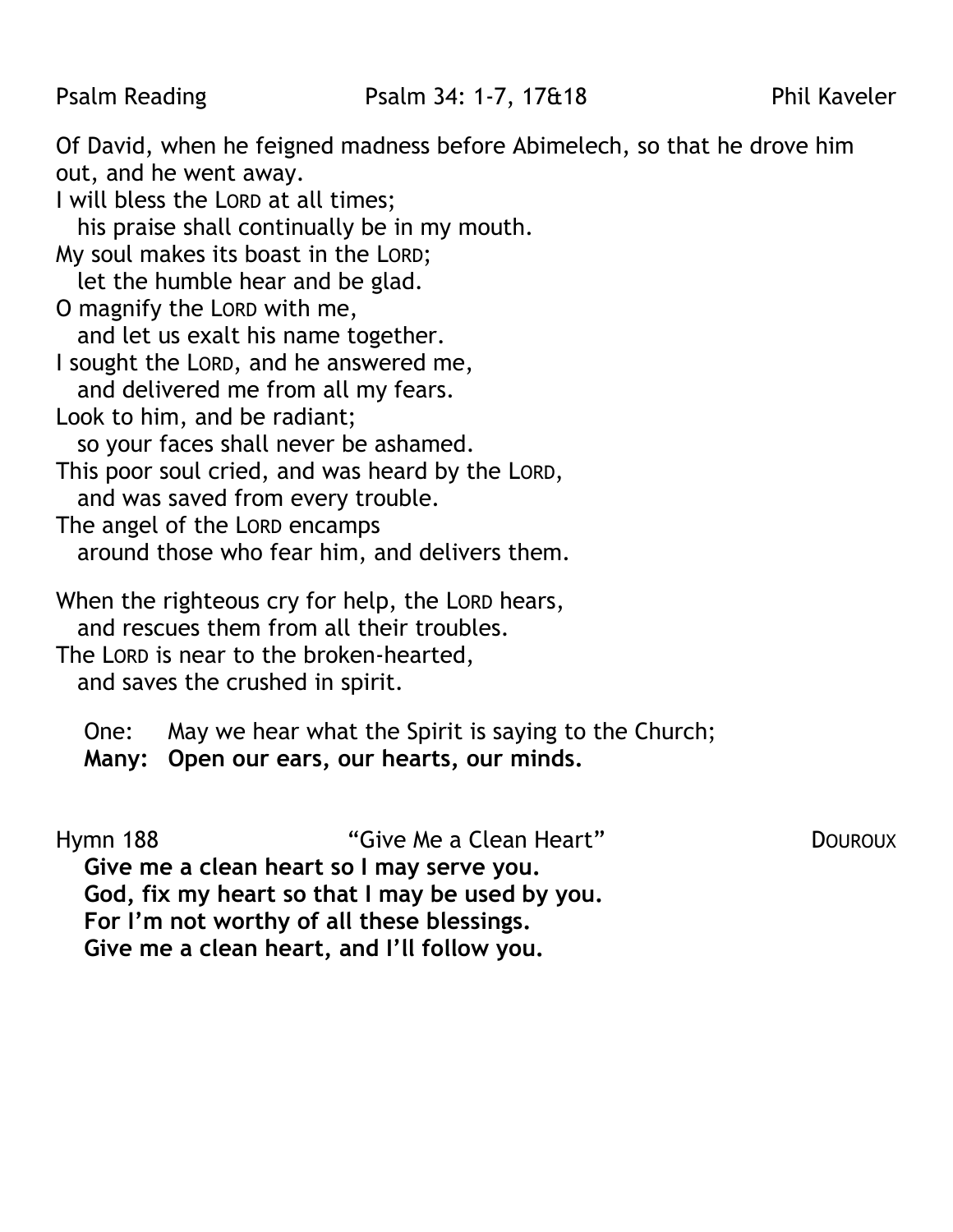Psalm Reading Psalm 34: 1-7, 17&18 Phil Kaveler

Of David, when he feigned madness before Abimelech, so that he drove him out, and he went away.
I will bless the LORD at all times;
  his praise shall continually be in my mouth.
My soul makes its boast in the LORD;
  let the humble hear and be glad.
O magnify the LORD with me,
  and let us exalt his name together.
I sought the LORD, and he answered me,
  and delivered me from all my fears.
Look to him, and be radiant;
  so your faces shall never be ashamed.
This poor soul cried, and was heard by the LORD,
  and was saved from every trouble.
The angel of the LORD encamps
  around those who fear him, and delivers them.

When the righteous cry for help, the LORD hears,
  and rescues them from all their troubles.
The LORD is near to the broken-hearted,
  and saves the crushed in spirit.

One: May we hear what the Spirit is saying to the Church;
**Many: Open our ears, our hearts, our minds.**

Hymn 188 "Give Me a Clean Heart" DOUROUX

**Give me a clean heart so I may serve you.**
**God, fix my heart so that I may be used by you.**
**For I'm not worthy of all these blessings.**
**Give me a clean heart, and I'll follow you.**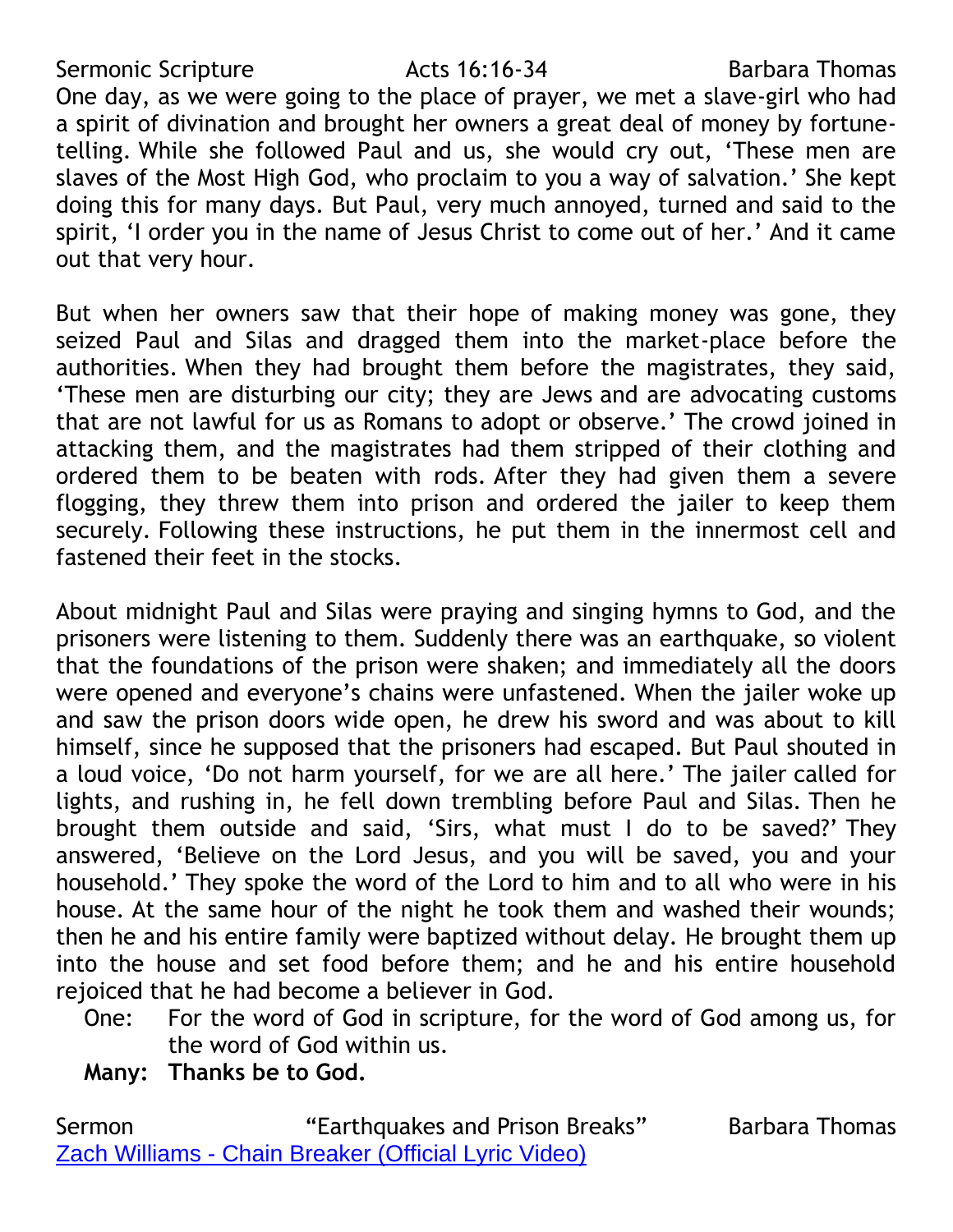Sermonic Scripture Acts 16:16-34 Barbara Thomas

One day, as we were going to the place of prayer, we met a slave-girl who had a spirit of divination and brought her owners a great deal of money by fortune-telling. While she followed Paul and us, she would cry out, ‘These men are slaves of the Most High God, who proclaim to you a way of salvation.’ She kept doing this for many days. But Paul, very much annoyed, turned and said to the spirit, ‘I order you in the name of Jesus Christ to come out of her.’ And it came out that very hour.

But when her owners saw that their hope of making money was gone, they seized Paul and Silas and dragged them into the market-place before the authorities. When they had brought them before the magistrates, they said, ‘These men are disturbing our city; they are Jews and are advocating customs that are not lawful for us as Romans to adopt or observe.’ The crowd joined in attacking them, and the magistrates had them stripped of their clothing and ordered them to be beaten with rods. After they had given them a severe flogging, they threw them into prison and ordered the jailer to keep them securely. Following these instructions, he put them in the innermost cell and fastened their feet in the stocks.

About midnight Paul and Silas were praying and singing hymns to God, and the prisoners were listening to them. Suddenly there was an earthquake, so violent that the foundations of the prison were shaken; and immediately all the doors were opened and everyone’s chains were unfastened. When the jailer woke up and saw the prison doors wide open, he drew his sword and was about to kill himself, since he supposed that the prisoners had escaped. But Paul shouted in a loud voice, ‘Do not harm yourself, for we are all here.’ The jailer called for lights, and rushing in, he fell down trembling before Paul and Silas. Then he brought them outside and said, ‘Sirs, what must I do to be saved?’ They answered, ‘Believe on the Lord Jesus, and you will be saved, you and your household.’ They spoke the word of the Lord to him and to all who were in his house. At the same hour of the night he took them and washed their wounds; then he and his entire family were baptized without delay. He brought them up into the house and set food before them; and he and his entire household rejoiced that he had become a believer in God.

One: For the word of God in scripture, for the word of God among us, for the word of God within us.

**Many: Thanks be to God.**

Sermon “Earthquakes and Prison Breaks” Barbara Thomas

Zach Williams - Chain Breaker (Official Lyric Video)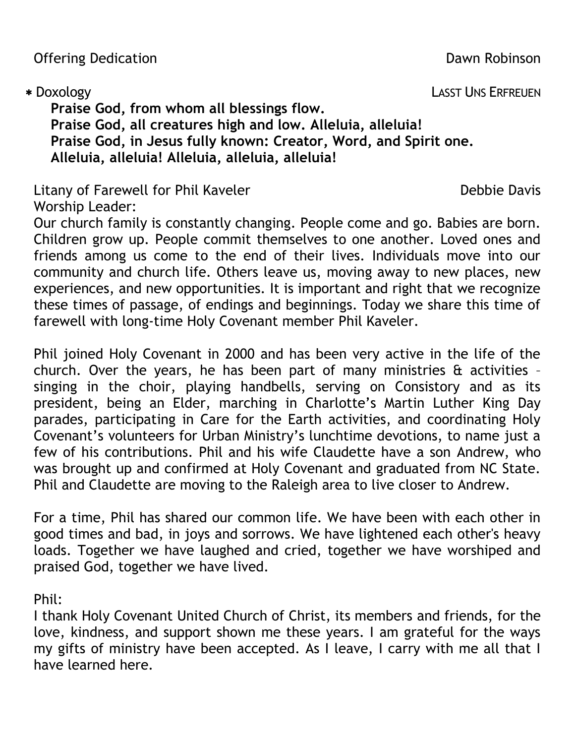Offering Dedication Dawn Robinson

\* Doxology LASST UNS ERFREUEN

**Praise God, from whom all blessings flow.**
**Praise God, all creatures high and low. Alleluia, alleluia!**
**Praise God, in Jesus fully known: Creator, Word, and Spirit one.**
**Alleluia, alleluia! Alleluia, alleluia, alleluia!**

Litany of Farewell for Phil Kaveler Debbie Davis

Worship Leader:

Our church family is constantly changing. People come and go. Babies are born. Children grow up. People commit themselves to one another. Loved ones and friends among us come to the end of their lives. Individuals move into our community and church life. Others leave us, moving away to new places, new experiences, and new opportunities. It is important and right that we recognize these times of passage, of endings and beginnings. Today we share this time of farewell with long-time Holy Covenant member Phil Kaveler.

Phil joined Holy Covenant in 2000 and has been very active in the life of the church. Over the years, he has been part of many ministries & activities – singing in the choir, playing handbells, serving on Consistory and as its president, being an Elder, marching in Charlotte's Martin Luther King Day parades, participating in Care for the Earth activities, and coordinating Holy Covenant's volunteers for Urban Ministry's lunchtime devotions, to name just a few of his contributions. Phil and his wife Claudette have a son Andrew, who was brought up and confirmed at Holy Covenant and graduated from NC State. Phil and Claudette are moving to the Raleigh area to live closer to Andrew.

For a time, Phil has shared our common life. We have been with each other in good times and bad, in joys and sorrows. We have lightened each other's heavy loads. Together we have laughed and cried, together we have worshiped and praised God, together we have lived.

Phil:

I thank Holy Covenant United Church of Christ, its members and friends, for the love, kindness, and support shown me these years. I am grateful for the ways my gifts of ministry have been accepted. As I leave, I carry with me all that I have learned here.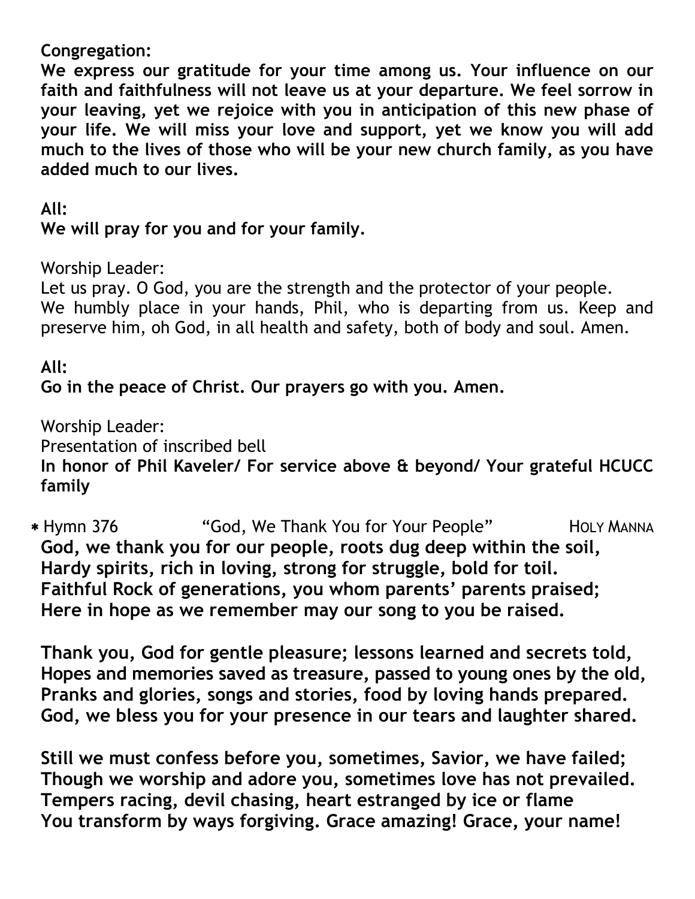**Congregation:**
**We express our gratitude for your time among us. Your influence on our faith and faithfulness will not leave us at your departure. We feel sorrow in your leaving, yet we rejoice with you in anticipation of this new phase of your life. We will miss your love and support, yet we know you will add much to the lives of those who will be your new church family, as you have added much to our lives.**

**All:**
**We will pray for you and for your family.**

Worship Leader:
Let us pray. O God, you are the strength and the protector of your people. We humbly place in your hands, Phil, who is departing from us. Keep and preserve him, oh God, in all health and safety, both of body and soul. Amen.

**All:**
**Go in the peace of Christ. Our prayers go with you. Amen.**

Worship Leader:
Presentation of inscribed bell
**In honor of Phil Kaveler/ For service above & beyond/ Your grateful HCUCC family**

* Hymn 376 "God, We Thank You for Your People" HOLY MANNA

**God, we thank you for our people, roots dug deep within the soil,**
**Hardy spirits, rich in loving, strong for struggle, bold for toil.**
**Faithful Rock of generations, you whom parents' parents praised;**
**Here in hope as we remember may our song to you be raised.**

**Thank you, God for gentle pleasure; lessons learned and secrets told,**
**Hopes and memories saved as treasure, passed to young ones by the old,**
**Pranks and glories, songs and stories, food by loving hands prepared.**
**God, we bless you for your presence in our tears and laughter shared.**

**Still we must confess before you, sometimes, Savior, we have failed;**
**Though we worship and adore you, sometimes love has not prevailed.**
**Tempers racing, devil chasing, heart estranged by ice or flame**
**You transform by ways forgiving. Grace amazing! Grace, your name!**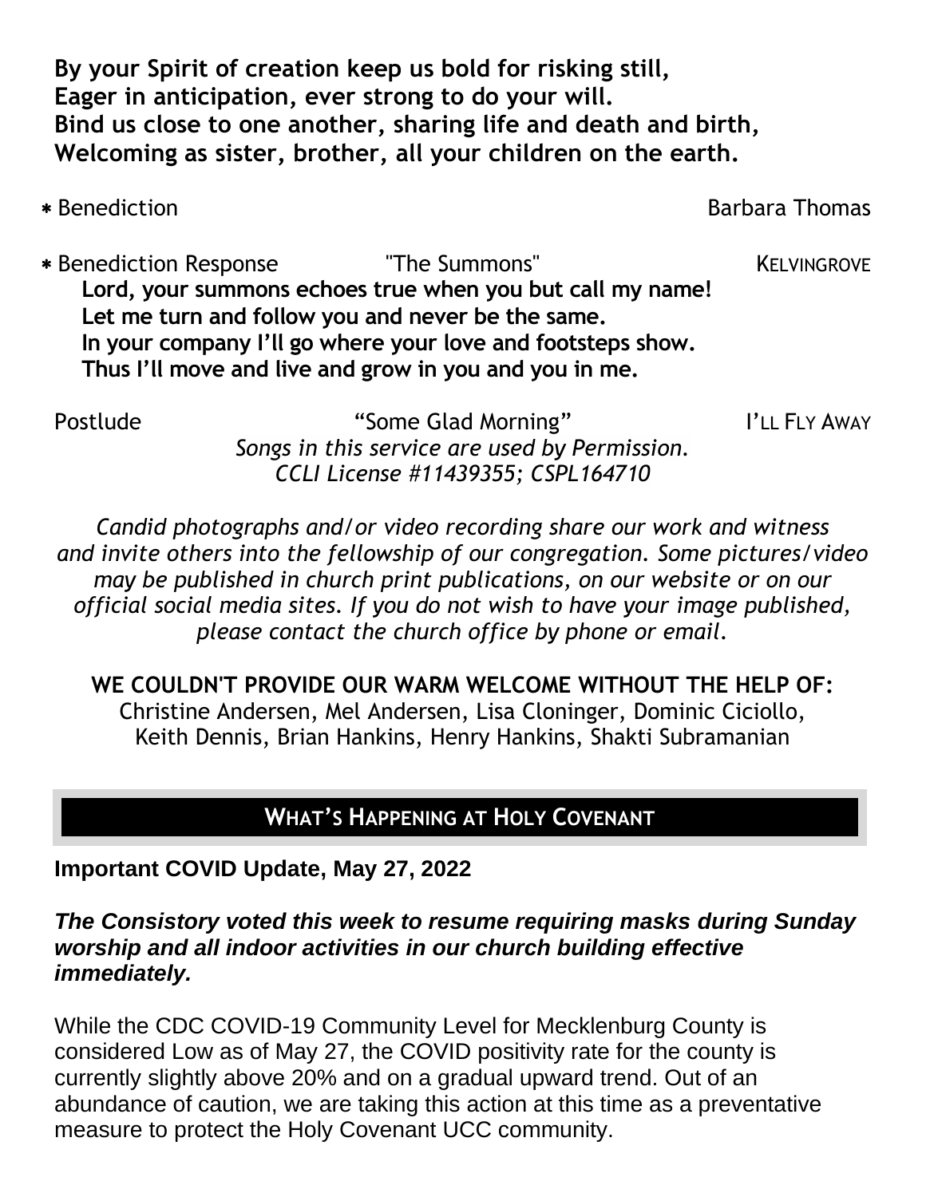**By your Spirit of creation keep us bold for risking still,**
**Eager in anticipation, ever strong to do your will.**
**Bind us close to one another, sharing life and death and birth,**
**Welcoming as sister, brother, all your children on the earth.**

* Benediction — Barbara Thomas

* Benediction Response — "The Summons" — KELVINGROVE

**Lord, your summons echoes true when you but call my name!**
**Let me turn and follow you and never be the same.**
**In your company I'll go where your love and footsteps show.**
**Thus I'll move and live and grow in you and you in me.**

Postlude — "Some Glad Morning" — I'LL FLY AWAY

*Songs in this service are used by Permission.*
*CCLI License #11439355; CSPL164710*

*Candid photographs and/or video recording share our work and witness and invite others into the fellowship of our congregation. Some pictures/video may be published in church print publications, on our website or on our official social media sites. If you do not wish to have your image published, please contact the church office by phone or email.*

**WE COULDN'T PROVIDE OUR WARM WELCOME WITHOUT THE HELP OF:**
Christine Andersen, Mel Andersen, Lisa Cloninger, Dominic Ciciollo, Keith Dennis, Brian Hankins, Henry Hankins, Shakti Subramanian

## WHAT'S HAPPENING AT HOLY COVENANT

**Important COVID Update, May 27, 2022**

***The Consistory voted this week to resume requiring masks during Sunday worship and all indoor activities in our church building effective immediately.***

While the CDC COVID-19 Community Level for Mecklenburg County is considered Low as of May 27, the COVID positivity rate for the county is currently slightly above 20% and on a gradual upward trend. Out of an abundance of caution, we are taking this action at this time as a preventative measure to protect the Holy Covenant UCC community.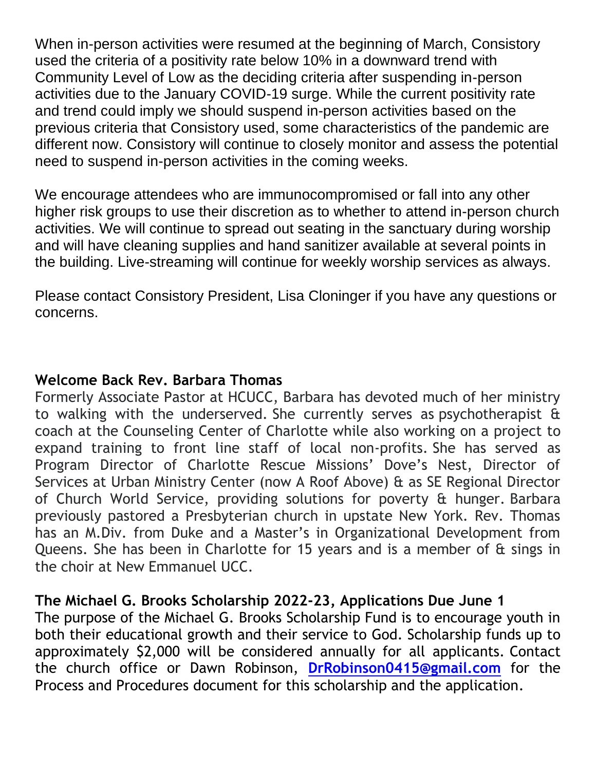When in-person activities were resumed at the beginning of March, Consistory used the criteria of a positivity rate below 10% in a downward trend with Community Level of Low as the deciding criteria after suspending in-person activities due to the January COVID-19 surge. While the current positivity rate and trend could imply we should suspend in-person activities based on the previous criteria that Consistory used, some characteristics of the pandemic are different now. Consistory will continue to closely monitor and assess the potential need to suspend in-person activities in the coming weeks.

We encourage attendees who are immunocompromised or fall into any other higher risk groups to use their discretion as to whether to attend in-person church activities. We will continue to spread out seating in the sanctuary during worship and will have cleaning supplies and hand sanitizer available at several points in the building. Live-streaming will continue for weekly worship services as always.

Please contact Consistory President, Lisa Cloninger if you have any questions or concerns.

**Welcome Back Rev. Barbara Thomas**

Formerly Associate Pastor at HCUCC, Barbara has devoted much of her ministry to walking with the underserved. She currently serves as psychotherapist & coach at the Counseling Center of Charlotte while also working on a project to expand training to front line staff of local non-profits. She has served as Program Director of Charlotte Rescue Missions' Dove's Nest, Director of Services at Urban Ministry Center (now A Roof Above) & as SE Regional Director of Church World Service, providing solutions for poverty & hunger. Barbara previously pastored a Presbyterian church in upstate New York. Rev. Thomas has an M.Div. from Duke and a Master's in Organizational Development from Queens. She has been in Charlotte for 15 years and is a member of & sings in the choir at New Emmanuel UCC.

**The Michael G. Brooks Scholarship 2022-23, Applications Due June 1**

The purpose of the Michael G. Brooks Scholarship Fund is to encourage youth in both their educational growth and their service to God. Scholarship funds up to approximately $2,000 will be considered annually for all applicants. Contact the church office or Dawn Robinson, **DrRobinson0415@gmail.com** for the Process and Procedures document for this scholarship and the application.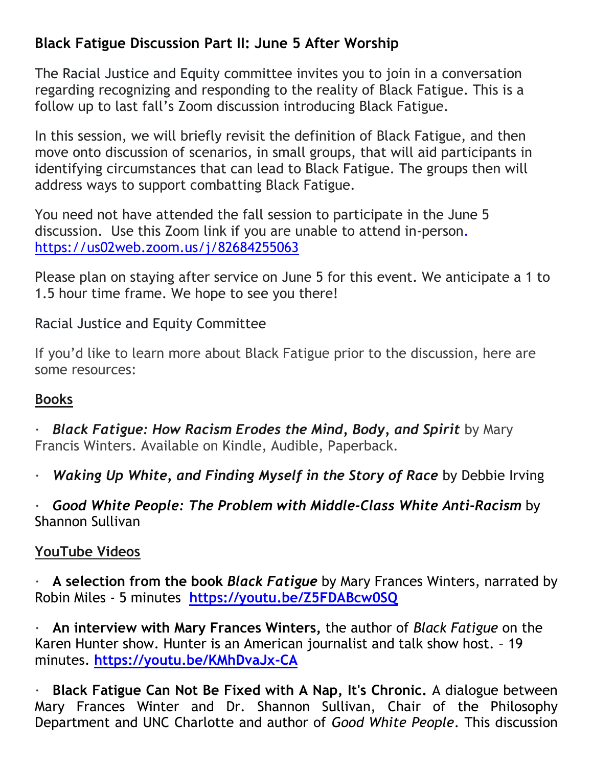## Black Fatigue Discussion Part II: June 5 After Worship

The Racial Justice and Equity committee invites you to join in a conversation regarding recognizing and responding to the reality of Black Fatigue. This is a follow up to last fall's Zoom discussion introducing Black Fatigue.

In this session, we will briefly revisit the definition of Black Fatigue, and then move onto discussion of scenarios, in small groups, that will aid participants in identifying circumstances that can lead to Black Fatigue. The groups then will address ways to support combatting Black Fatigue.

You need not have attended the fall session to participate in the June 5 discussion. Use this Zoom link if you are unable to attend in-person. https://us02web.zoom.us/j/82684255063

Please plan on staying after service on June 5 for this event. We anticipate a 1 to 1.5 hour time frame. We hope to see you there!

Racial Justice and Equity Committee

If you'd like to learn more about Black Fatigue prior to the discussion, here are some resources:

**Books**

- ***Black Fatigue: How Racism Erodes the Mind, Body, and Spirit*** by Mary Francis Winters. Available on Kindle, Audible, Paperback.
- ***Waking Up White, and Finding Myself in the Story of Race*** by Debbie Irving
- ***Good White People: The Problem with Middle-Class White Anti-Racism*** by Shannon Sullivan

**YouTube Videos**

- **A selection from the book *Black Fatigue*** by Mary Frances Winters, narrated by Robin Miles - 5 minutes **https://youtu.be/Z5FDABcw0SQ**
- **An interview with Mary Frances Winters,** the author of *Black Fatigue* on the Karen Hunter show. Hunter is an American journalist and talk show host. – 19 minutes. **https://youtu.be/KMhDvaJx-CA**
- **Black Fatigue Can Not Be Fixed with A Nap, It's Chronic.** A dialogue between Mary Frances Winter and Dr. Shannon Sullivan, Chair of the Philosophy Department and UNC Charlotte and author of *Good White People*. This discussion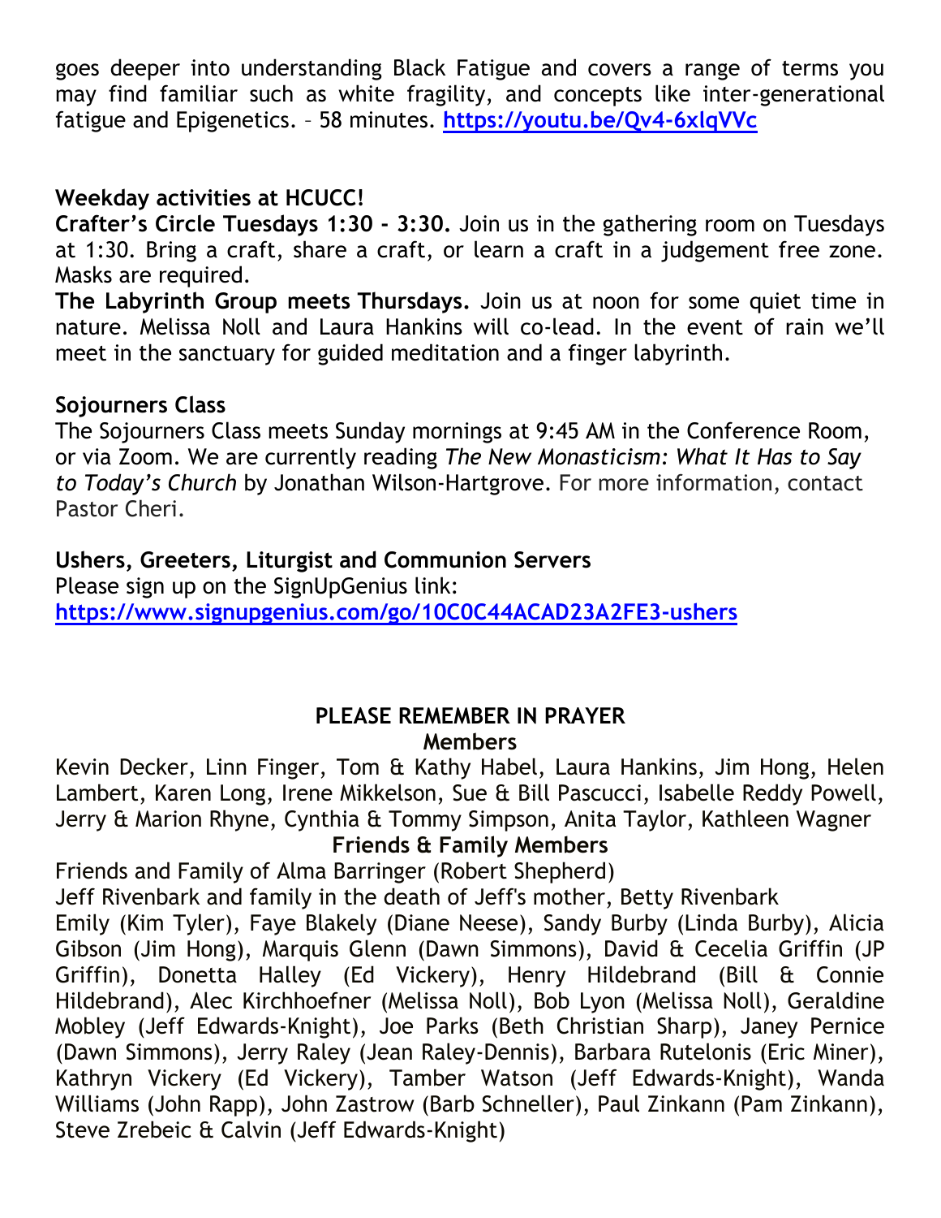goes deeper into understanding Black Fatigue and covers a range of terms you may find familiar such as white fragility, and concepts like inter-generational fatigue and Epigenetics. – 58 minutes. **https://youtu.be/Qv4-6xlqVVc**

**Weekday activities at HCUCC!**

**Crafter's Circle Tuesdays 1:30 - 3:30.** Join us in the gathering room on Tuesdays at 1:30. Bring a craft, share a craft, or learn a craft in a judgement free zone. Masks are required.

**The Labyrinth Group meets Thursdays.** Join us at noon for some quiet time in nature. Melissa Noll and Laura Hankins will co-lead. In the event of rain we'll meet in the sanctuary for guided meditation and a finger labyrinth.

**Sojourners Class**

The Sojourners Class meets Sunday mornings at 9:45 AM in the Conference Room, or via Zoom. We are currently reading *The New Monasticism: What It Has to Say to Today's Church* by Jonathan Wilson-Hartgrove. For more information, contact Pastor Cheri.

**Ushers, Greeters, Liturgist and Communion Servers**

Please sign up on the SignUpGenius link:
**https://www.signupgenius.com/go/10C0C44ACAD23A2FE3-ushers**

**PLEASE REMEMBER IN PRAYER**

**Members**

Kevin Decker, Linn Finger, Tom & Kathy Habel, Laura Hankins, Jim Hong, Helen Lambert, Karen Long, Irene Mikkelson, Sue & Bill Pascucci, Isabelle Reddy Powell, Jerry & Marion Rhyne, Cynthia & Tommy Simpson, Anita Taylor, Kathleen Wagner

**Friends & Family Members**

Friends and Family of Alma Barringer (Robert Shepherd)

Jeff Rivenbark and family in the death of Jeff's mother, Betty Rivenbark

Emily (Kim Tyler), Faye Blakely (Diane Neese), Sandy Burby (Linda Burby), Alicia Gibson (Jim Hong), Marquis Glenn (Dawn Simmons), David & Cecelia Griffin (JP Griffin), Donetta Halley (Ed Vickery), Henry Hildebrand (Bill & Connie Hildebrand), Alec Kirchhoefner (Melissa Noll), Bob Lyon (Melissa Noll), Geraldine Mobley (Jeff Edwards-Knight), Joe Parks (Beth Christian Sharp), Janey Pernice (Dawn Simmons), Jerry Raley (Jean Raley-Dennis), Barbara Rutelonis (Eric Miner), Kathryn Vickery (Ed Vickery), Tamber Watson (Jeff Edwards-Knight), Wanda Williams (John Rapp), John Zastrow (Barb Schneller), Paul Zinkann (Pam Zinkann), Steve Zrebeic & Calvin (Jeff Edwards-Knight)